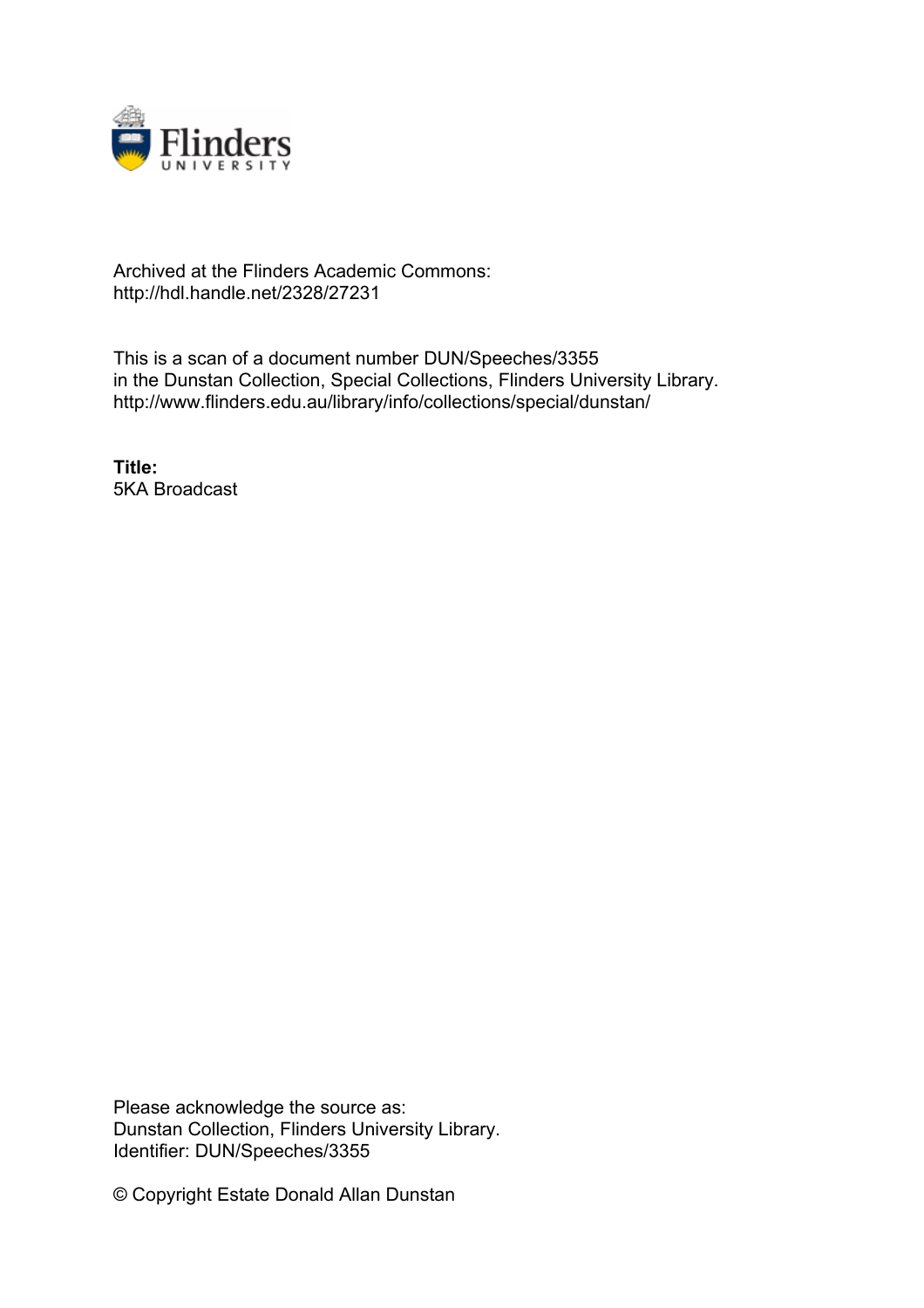Archived at the Flinders Academic Commons:
http://hdl.handle.net/2328/27231

This is a scan of a document number DUN/Speeches/3355
in the Dunstan Collection, Special Collections, Flinders University Library.
http://www.flinders.edu.au/library/info/collections/special/dunstan/

**Title:**
5KA Broadcast

Please acknowledge the source as:
Dunstan Collection, Flinders University Library.
Identifier: DUN/Speeches/3355

© Copyright Estate Donald Allan Dunstan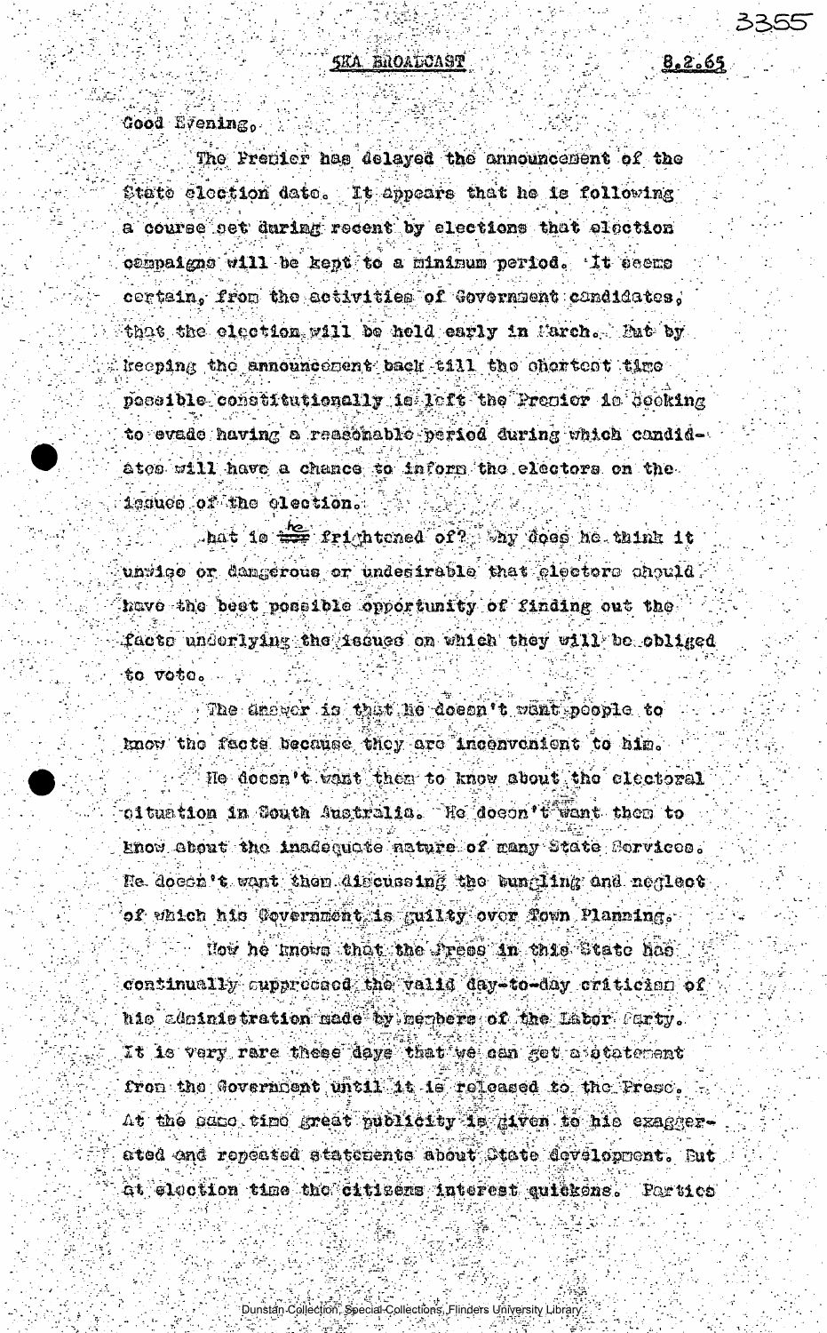5KA BROADCAST 8.2.65

Good Evening,

The Premier has delayed the announcement of the State election date. It appears that he is following a course set during recent by elections that election campaigns will be kept to a minimum period. It seems certain, from the activities of Government candidates, that the election will be held early in March. But by keeping the announcement back till the shortest time possible constitutionally is left the Premier is seeking to evade having a reasonable period during which candidates will have a chance to inform the electors on the issues of the election.

What is he frightened of? Why does he think it unwise or dangerous or undesirable that electors should have the best possible opportunity of finding out the facts underlying the issues on which they will be obliged to vote.

The answer is that he doesn't want people to know the facts because they are inconvenient to him.

He doesn't want them to know about the electoral situation in South Australia. He doesn't want them to know about the inadequate nature of many State Services. He doesn't want them discussing the bungling and neglect of which his Government is guilty over Town Planning.

Now he knows that the Press in this State has continually suppressed the valid day-to-day criticism of his administration made by members of the Labor Party. It is very rare these days that we can get a statement from the Government until it is released to the Press. At the same time great publicity is given to his exaggerated and repeated statements about State development. But at election time the citizens interest quickens. Parties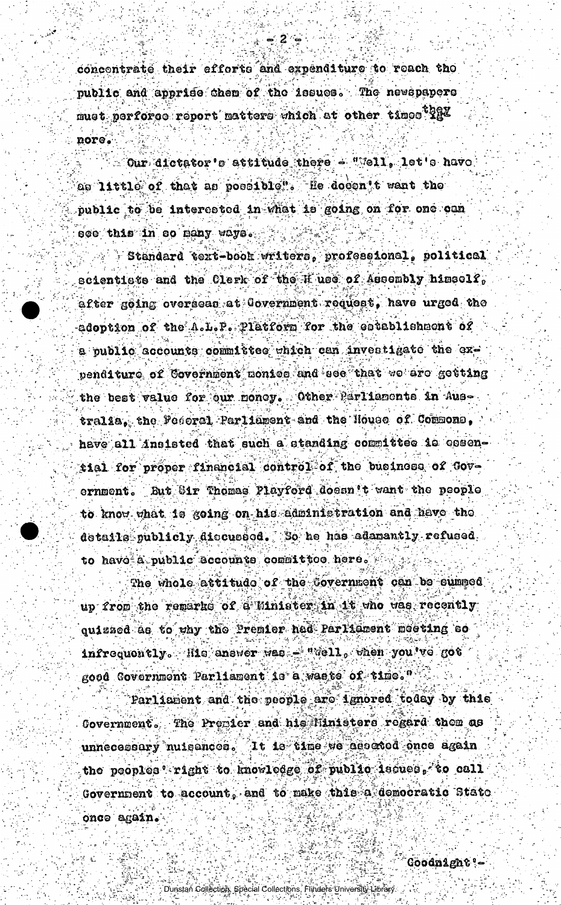concentrate their efforts and expenditure to reach the public and apprise them of the issues. The newspapers must perforce report matters which at other times they ignore.

Our dictator's attitude there - "Well, let's have as little of that as possible". He doesn't want the public to be interested in what is going on for one can see this in so many ways.

Standard text-book writers, professional, political scientists and the Clerk of the House of Assembly himself, after going overseas at Government request, have urged the adoption of the A.L.P. Platform for the establishment of a public accounts committee which can investigate the expenditure of Government monies and see that we are getting the best value for our money. Other Parliaments in Australia, the Federal Parliament and the House of Commons, have all insisted that such a standing committee is essential for proper financial control of the business of Government. But Sir Thomas Playford doesn't want the people to know what is going on his administration and have the details publicly discussed. So he has adamantly refused to have a public accounts committee here.

The whole attitude of the Government can be summed up from the remarks of a Minister in it who was recently quizzed as to why the Premier had Parliament meeting so infrequently. His answer was - "Well, when you've got good Government Parliament is a waste of time."

Parliament and the people are ignored today by this Government. The Premier and his Ministers regard them as unnecessary nuisances. It is time we asserted once again the peoples' right to knowledge of public issues, to call Government to account, and to make this a democratic State once again.

Goodnight'-